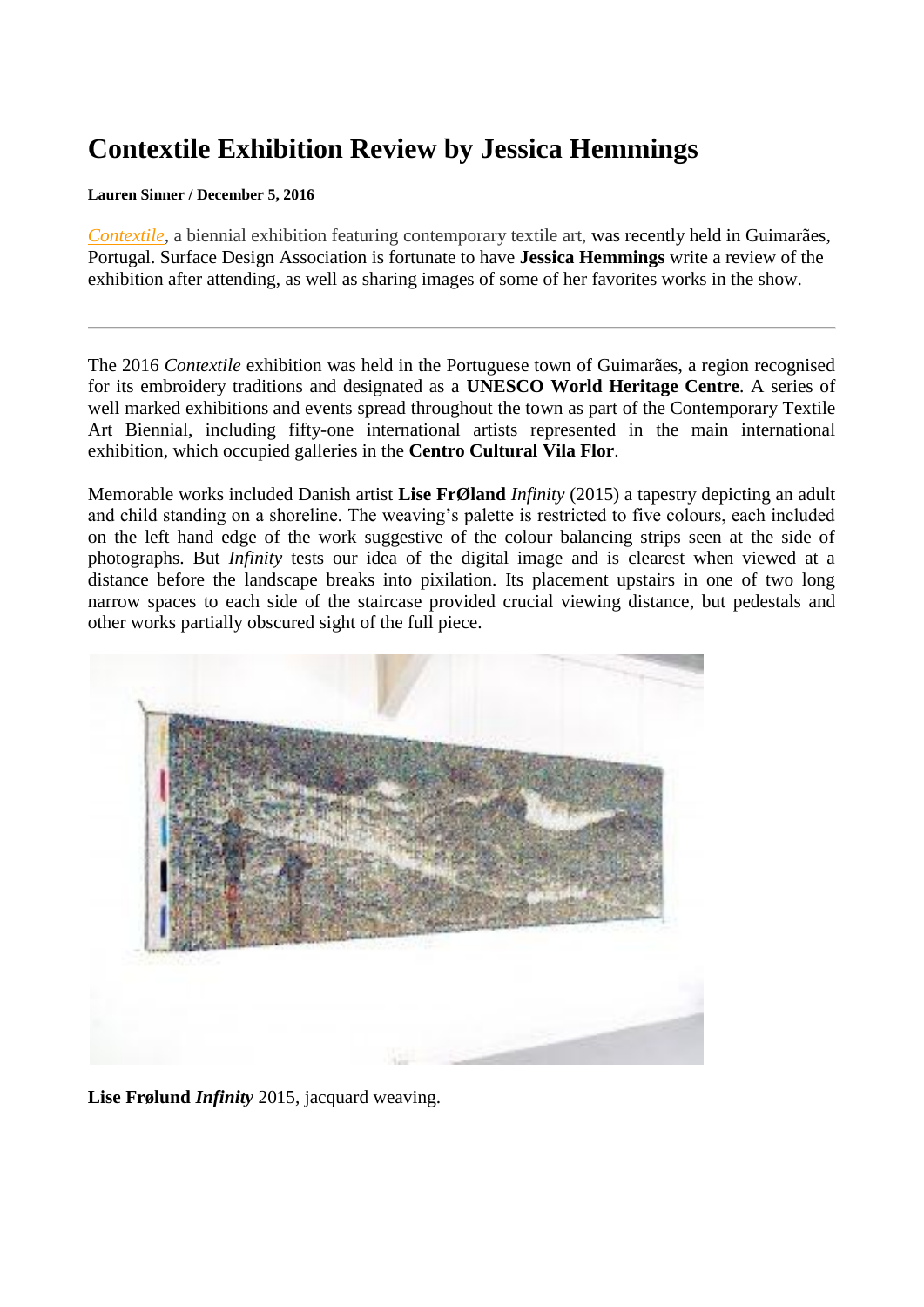# Contextile Exhibition Review by Jessica Hemmings

**Lauren Sinner / December 5, 2016**

*Contextile*, a biennial exhibition featuring contemporary textile art, was recently held in Guimarães, Portugal. Surface Design Association is fortunate to have **Jessica Hemmings** write a review of the exhibition after attending, as well as sharing images of some of her favorites works in the show.

---

The 2016 *Contextile* exhibition was held in the Portuguese town of Guimarães, a region recognised for its embroidery traditions and designated as a **UNESCO World Heritage Centre**. A series of well marked exhibitions and events spread throughout the town as part of the Contemporary Textile Art Biennial, including fifty-one international artists represented in the main international exhibition, which occupied galleries in the **Centro Cultural Vila Flor**.

Memorable works included Danish artist **Lise FrØland** *Infinity* (2015) a tapestry depicting an adult and child standing on a shoreline. The weaving's palette is restricted to five colours, each included on the left hand edge of the work suggestive of the colour balancing strips seen at the side of photographs. But *Infinity* tests our idea of the digital image and is clearest when viewed at a distance before the landscape breaks into pixilation. Its placement upstairs in one of two long narrow spaces to each side of the staircase provided crucial viewing distance, but pedestals and other works partially obscured sight of the full piece.

**Lise Frølund** ***Infinity*** 2015, jacquard weaving.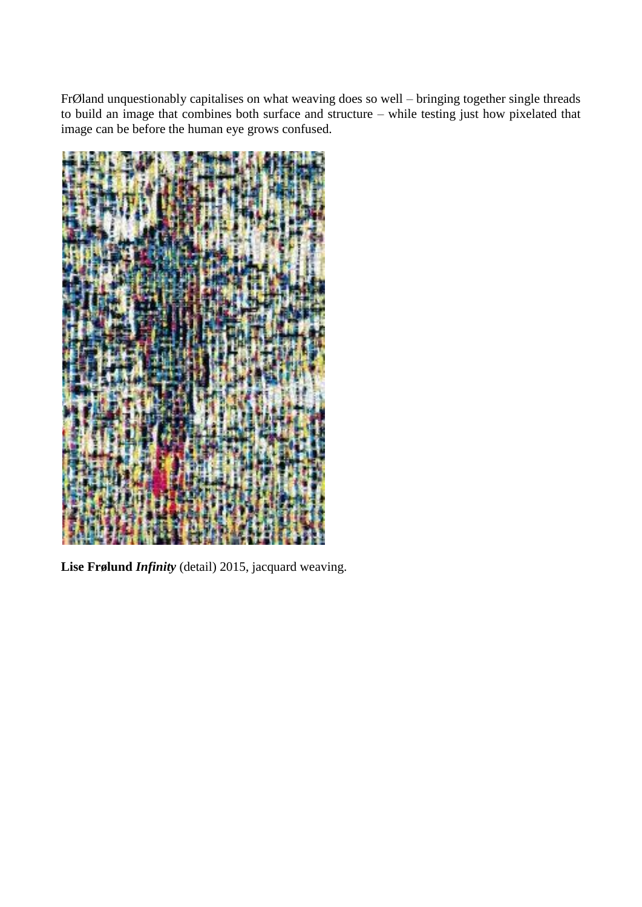FrØland unquestionably capitalises on what weaving does so well – bringing together single threads to build an image that combines both surface and structure – while testing just how pixelated that image can be before the human eye grows confused.

**Lise Frølund** ***Infinity*** (detail) 2015, jacquard weaving.